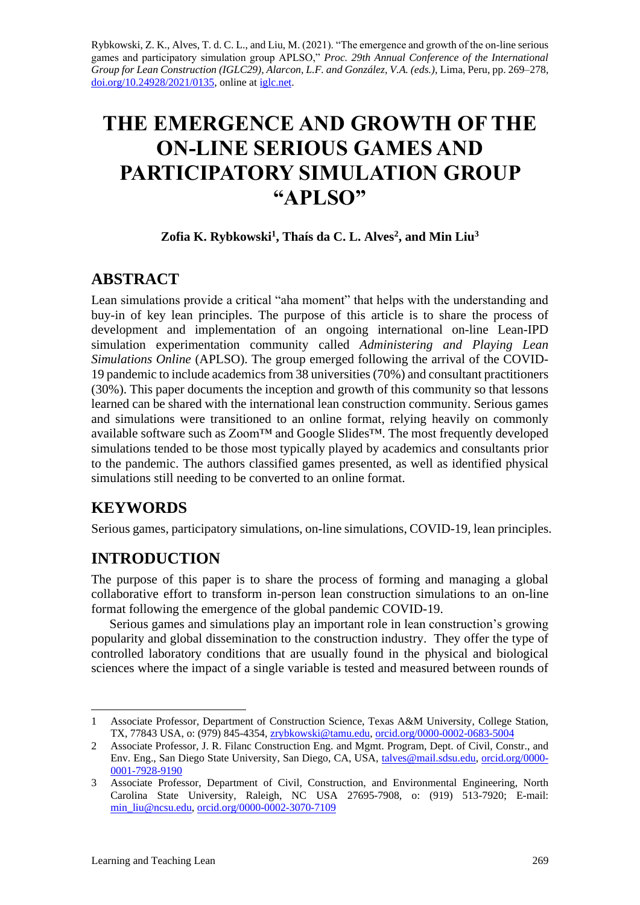Rybkowski, Z. K., Alves, T. d. C. L., and Liu, M. (2021). "The emergence and growth of the on-line serious games and participatory simulation group APLSO," *Proc. 29th Annual Conference of the International Group for Lean Construction (IGLC29), Alarcon, L.F. and González, V.A. (eds.)*, Lima, Peru, pp. 269–278, doi.org/10.24928/2021/0135, online at iglc.net.

# THE EMERGENCE AND GROWTH OF THE ON-LINE SERIOUS GAMES AND PARTICIPATORY SIMULATION GROUP "APLSO"

**Zofia K. Rybkowski[1], Thaís da C. L. Alves[2], and Min Liu[3]**

## ABSTRACT

Lean simulations provide a critical "aha moment" that helps with the understanding and buy-in of key lean principles. The purpose of this article is to share the process of development and implementation of an ongoing international on-line Lean-IPD simulation experimentation community called *Administering and Playing Lean Simulations Online* (APLSO). The group emerged following the arrival of the COVID-19 pandemic to include academics from 38 universities (70%) and consultant practitioners (30%). This paper documents the inception and growth of this community so that lessons learned can be shared with the international lean construction community. Serious games and simulations were transitioned to an online format, relying heavily on commonly available software such as Zoom™ and Google Slides™. The most frequently developed simulations tended to be those most typically played by academics and consultants prior to the pandemic. The authors classified games presented, as well as identified physical simulations still needing to be converted to an online format.

## KEYWORDS

Serious games, participatory simulations, on-line simulations, COVID-19, lean principles.

## INTRODUCTION

The purpose of this paper is to share the process of forming and managing a global collaborative effort to transform in-person lean construction simulations to an on-line format following the emergence of the global pandemic COVID-19.

Serious games and simulations play an important role in lean construction's growing popularity and global dissemination to the construction industry. They offer the type of controlled laboratory conditions that are usually found in the physical and biological sciences where the impact of a single variable is tested and measured between rounds of

---

1 Associate Professor, Department of Construction Science, Texas A&M University, College Station, TX, 77843 USA, o: (979) 845-4354, zrybkowski@tamu.edu, orcid.org/0000-0002-0683-5004

2 Associate Professor, J. R. Filanc Construction Eng. and Mgmt. Program, Dept. of Civil, Constr., and Env. Eng., San Diego State University, San Diego, CA, USA, talves@mail.sdsu.edu, orcid.org/0000-0001-7928-9190

3 Associate Professor, Department of Civil, Construction, and Environmental Engineering, North Carolina State University, Raleigh, NC USA 27695-7908, o: (919) 513-7920; E-mail: min_liu@ncsu.edu, orcid.org/0000-0002-3070-7109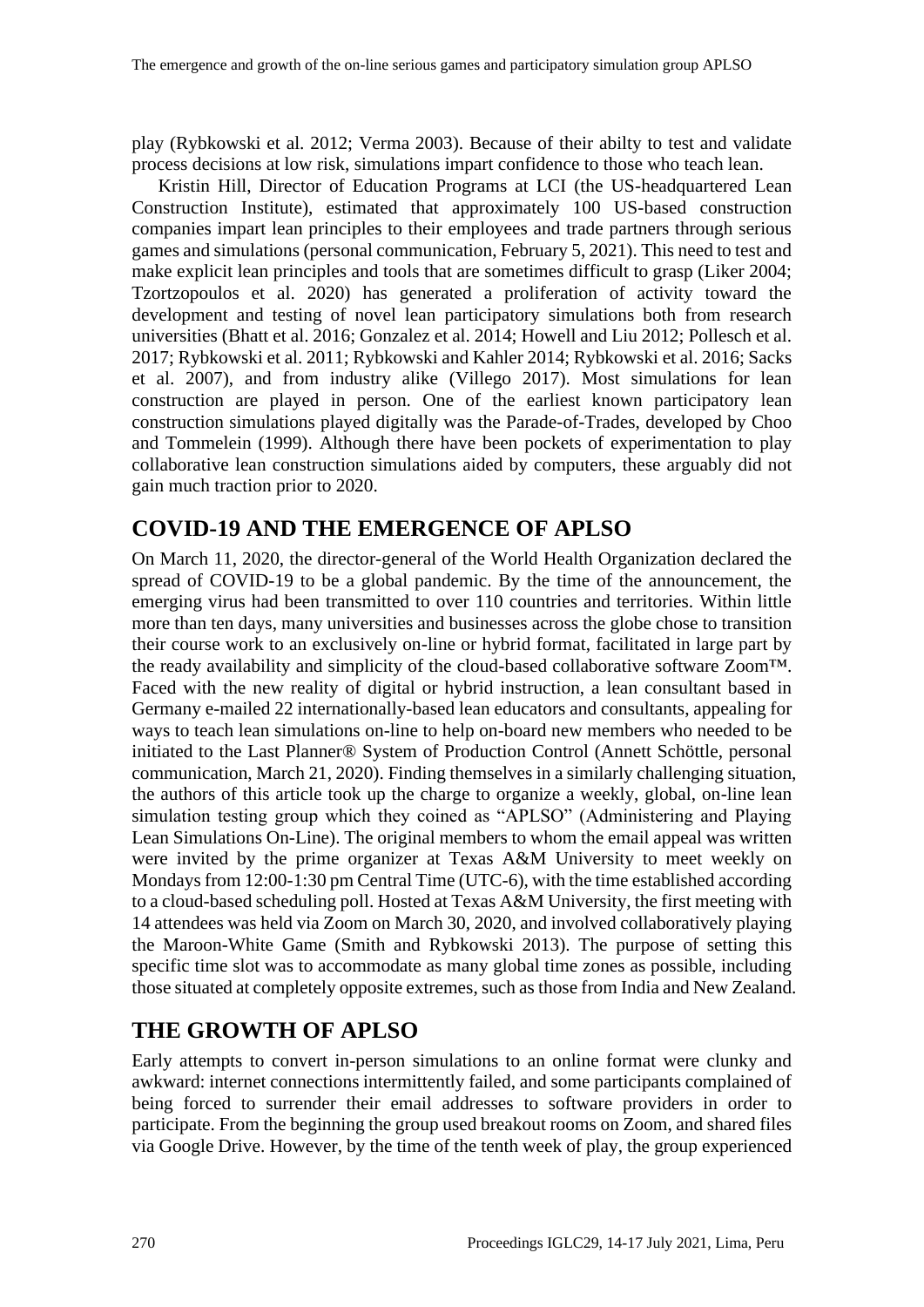play (Rybkowski et al. 2012; Verma 2003). Because of their abilty to test and validate process decisions at low risk, simulations impart confidence to those who teach lean.

Kristin Hill, Director of Education Programs at LCI (the US-headquartered Lean Construction Institute), estimated that approximately 100 US-based construction companies impart lean principles to their employees and trade partners through serious games and simulations (personal communication, February 5, 2021). This need to test and make explicit lean principles and tools that are sometimes difficult to grasp (Liker 2004; Tzortzopoulos et al. 2020) has generated a proliferation of activity toward the development and testing of novel lean participatory simulations both from research universities (Bhatt et al. 2016; Gonzalez et al. 2014; Howell and Liu 2012; Pollesch et al. 2017; Rybkowski et al. 2011; Rybkowski and Kahler 2014; Rybkowski et al. 2016; Sacks et al. 2007), and from industry alike (Villego 2017). Most simulations for lean construction are played in person. One of the earliest known participatory lean construction simulations played digitally was the Parade-of-Trades, developed by Choo and Tommelein (1999). Although there have been pockets of experimentation to play collaborative lean construction simulations aided by computers, these arguably did not gain much traction prior to 2020.

## COVID-19 AND THE EMERGENCE OF APLSO

On March 11, 2020, the director-general of the World Health Organization declared the spread of COVID-19 to be a global pandemic. By the time of the announcement, the emerging virus had been transmitted to over 110 countries and territories. Within little more than ten days, many universities and businesses across the globe chose to transition their course work to an exclusively on-line or hybrid format, facilitated in large part by the ready availability and simplicity of the cloud-based collaborative software Zoom™. Faced with the new reality of digital or hybrid instruction, a lean consultant based in Germany e-mailed 22 internationally-based lean educators and consultants, appealing for ways to teach lean simulations on-line to help on-board new members who needed to be initiated to the Last Planner® System of Production Control (Annett Schöttle, personal communication, March 21, 2020). Finding themselves in a similarly challenging situation, the authors of this article took up the charge to organize a weekly, global, on-line lean simulation testing group which they coined as "APLSO" (Administering and Playing Lean Simulations On-Line). The original members to whom the email appeal was written were invited by the prime organizer at Texas A&M University to meet weekly on Mondays from 12:00-1:30 pm Central Time (UTC-6), with the time established according to a cloud-based scheduling poll. Hosted at Texas A&M University, the first meeting with 14 attendees was held via Zoom on March 30, 2020, and involved collaboratively playing the Maroon-White Game (Smith and Rybkowski 2013). The purpose of setting this specific time slot was to accommodate as many global time zones as possible, including those situated at completely opposite extremes, such as those from India and New Zealand.

## THE GROWTH OF APLSO

Early attempts to convert in-person simulations to an online format were clunky and awkward: internet connections intermittently failed, and some participants complained of being forced to surrender their email addresses to software providers in order to participate. From the beginning the group used breakout rooms on Zoom, and shared files via Google Drive. However, by the time of the tenth week of play, the group experienced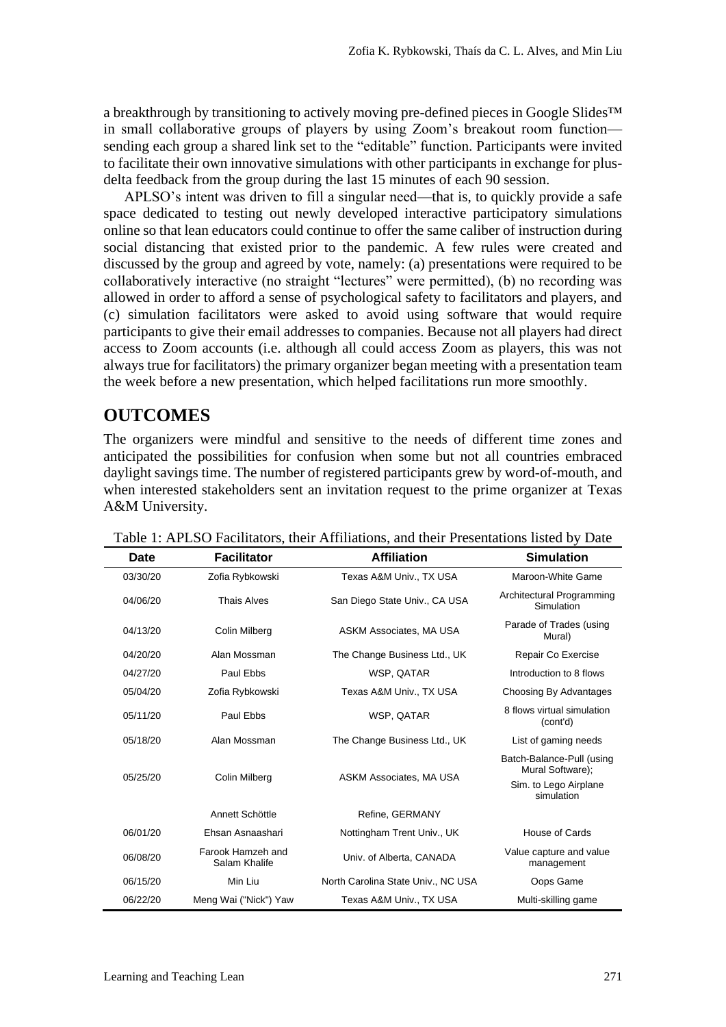a breakthrough by transitioning to actively moving pre-defined pieces in Google Slides™ in small collaborative groups of players by using Zoom's breakout room function—sending each group a shared link set to the "editable" function. Participants were invited to facilitate their own innovative simulations with other participants in exchange for plus-delta feedback from the group during the last 15 minutes of each 90 session.

APLSO's intent was driven to fill a singular need—that is, to quickly provide a safe space dedicated to testing out newly developed interactive participatory simulations online so that lean educators could continue to offer the same caliber of instruction during social distancing that existed prior to the pandemic. A few rules were created and discussed by the group and agreed by vote, namely: (a) presentations were required to be collaboratively interactive (no straight "lectures" were permitted), (b) no recording was allowed in order to afford a sense of psychological safety to facilitators and players, and (c) simulation facilitators were asked to avoid using software that would require participants to give their email addresses to companies. Because not all players had direct access to Zoom accounts (i.e. although all could access Zoom as players, this was not always true for facilitators) the primary organizer began meeting with a presentation team the week before a new presentation, which helped facilitations run more smoothly.

## OUTCOMES

The organizers were mindful and sensitive to the needs of different time zones and anticipated the possibilities for confusion when some but not all countries embraced daylight savings time. The number of registered participants grew by word-of-mouth, and when interested stakeholders sent an invitation request to the prime organizer at Texas A&M University.

Table 1: APLSO Facilitators, their Affiliations, and their Presentations listed by Date

| Date | Facilitator | Affiliation | Simulation |
|---|---|---|---|
| 03/30/20 | Zofia Rybkowski | Texas A&M Univ., TX USA | Maroon-White Game |
| 04/06/20 | Thais Alves | San Diego State Univ., CA USA | Architectural Programming Simulation |
| 04/13/20 | Colin Milberg | ASKM Associates, MA USA | Parade of Trades (using Mural) |
| 04/20/20 | Alan Mossman | The Change Business Ltd., UK | Repair Co Exercise |
| 04/27/20 | Paul Ebbs | WSP, QATAR | Introduction to 8 flows |
| 05/04/20 | Zofia Rybkowski | Texas A&M Univ., TX USA | Choosing By Advantages |
| 05/11/20 | Paul Ebbs | WSP, QATAR | 8 flows virtual simulation (cont'd) |
| 05/18/20 | Alan Mossman | The Change Business Ltd., UK | List of gaming needs |
| 05/25/20 | Colin Milberg | ASKM Associates, MA USA | Batch-Balance-Pull (using Mural Software); Sim. to Lego Airplane simulation |
| | Annett Schöttle | Refine, GERMANY | |
| 06/01/20 | Ehsan Asnaashari | Nottingham Trent Univ., UK | House of Cards |
| 06/08/20 | Farook Hamzeh and Salam Khalife | Univ. of Alberta, CANADA | Value capture and value management |
| 06/15/20 | Min Liu | North Carolina State Univ., NC USA | Oops Game |
| 06/22/20 | Meng Wai ("Nick") Yaw | Texas A&M Univ., TX USA | Multi-skilling game |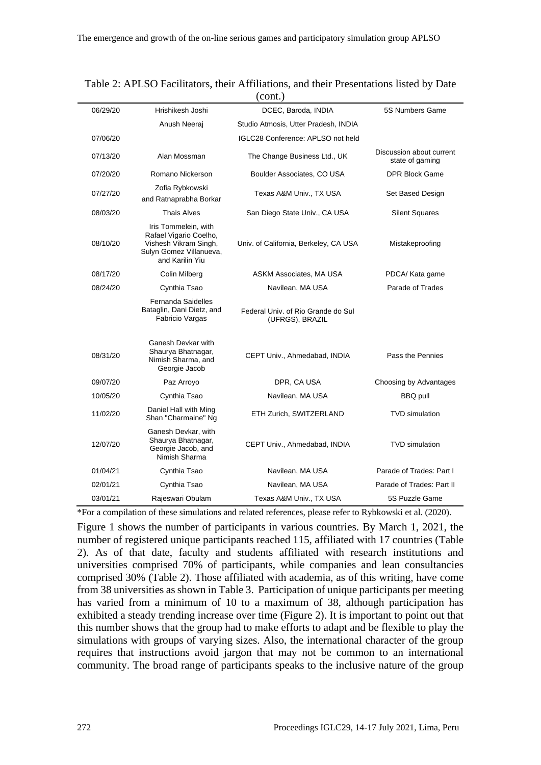Table 2: APLSO Facilitators, their Affiliations, and their Presentations listed by Date (cont.)

| | | | |
|---|---|---|---|
| 06/29/20 | Hrishikesh Joshi | DCEC, Baroda, INDIA | 5S Numbers Game |
| | Anush Neeraj | Studio Atmosis, Utter Pradesh, INDIA | |
| 07/06/20 | | IGLC28 Conference: APLSO not held | |
| 07/13/20 | Alan Mossman | The Change Business Ltd., UK | Discussion about current state of gaming |
| 07/20/20 | Romano Nickerson | Boulder Associates, CO USA | DPR Block Game |
| 07/27/20 | Zofia Rybkowski and Ratnaprabha Borkar | Texas A&M Univ., TX USA | Set Based Design |
| 08/03/20 | Thais Alves | San Diego State Univ., CA USA | Silent Squares |
| 08/10/20 | Iris Tommelein, with Rafael Vigario Coelho, Vishesh Vikram Singh, Sulyn Gomez Villanueva, and Karilin Yiu | Univ. of California, Berkeley, CA USA | Mistakeproofing |
| 08/17/20 | Colin Milberg | ASKM Associates, MA USA | PDCA/ Kata game |
| 08/24/20 | Cynthia Tsao | Navilean, MA USA | Parade of Trades |
| | Fernanda Saidelles Bataglin, Dani Dietz, and Fabricio Vargas | Federal Univ. of Rio Grande do Sul (UFRGS), BRAZIL | |
| 08/31/20 | Ganesh Devkar with Shaurya Bhatnagar, Nimish Sharma, and Georgie Jacob | CEPT Univ., Ahmedabad, INDIA | Pass the Pennies |
| 09/07/20 | Paz Arroyo | DPR, CA USA | Choosing by Advantages |
| 10/05/20 | Cynthia Tsao | Navilean, MA USA | BBQ pull |
| 11/02/20 | Daniel Hall with Ming Shan "Charmaine" Ng | ETH Zurich, SWITZERLAND | TVD simulation |
| 12/07/20 | Ganesh Devkar, with Shaurya Bhatnagar, Georgie Jacob, and Nimish Sharma | CEPT Univ., Ahmedabad, INDIA | TVD simulation |
| 01/04/21 | Cynthia Tsao | Navilean, MA USA | Parade of Trades: Part I |
| 02/01/21 | Cynthia Tsao | Navilean, MA USA | Parade of Trades: Part II |
| 03/01/21 | Rajeswari Obulam | Texas A&M Univ., TX USA | 5S Puzzle Game |

*For a compilation of these simulations and related references, please refer to Rybkowski et al. (2020).

Figure 1 shows the number of participants in various countries. By March 1, 2021, the number of registered unique participants reached 115, affiliated with 17 countries (Table 2). As of that date, faculty and students affiliated with research institutions and universities comprised 70% of participants, while companies and lean consultancies comprised 30% (Table 2). Those affiliated with academia, as of this writing, have come from 38 universities as shown in Table 3. Participation of unique participants per meeting has varied from a minimum of 10 to a maximum of 38, although participation has exhibited a steady trending increase over time (Figure 2). It is important to point out that this number shows that the group had to make efforts to adapt and be flexible to play the simulations with groups of varying sizes. Also, the international character of the group requires that instructions avoid jargon that may not be common to an international community. The broad range of participants speaks to the inclusive nature of the group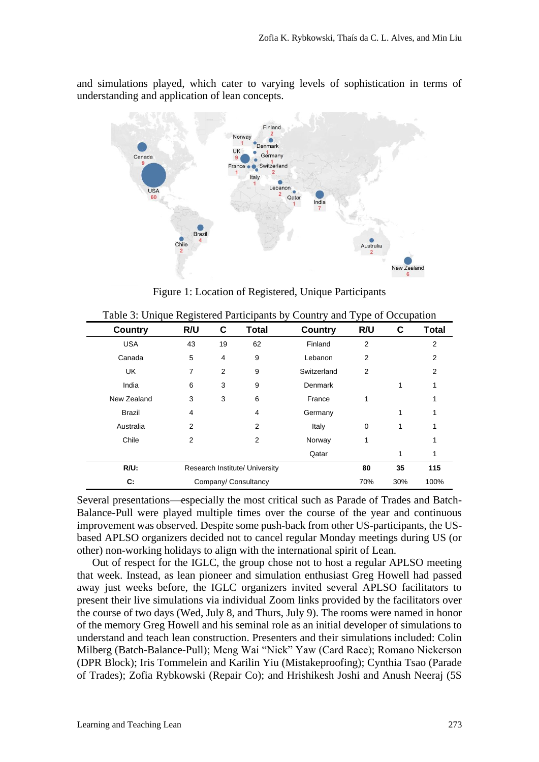and simulations played, which cater to varying levels of sophistication in terms of understanding and application of lean concepts.

Figure 1: Location of Registered, Unique Participants

Table 3: Unique Registered Participants by Country and Type of Occupation

| Country | R/U | C | Total | Country | R/U | C | Total |
|---|---|---|---|---|---|---|---|
| USA | 43 | 19 | 62 | Finland | 2 | | 2 |
| Canada | 5 | 4 | 9 | Lebanon | 2 | | 2 |
| UK | 7 | 2 | 9 | Switzerland | 2 | | 2 |
| India | 6 | 3 | 9 | Denmark | | 1 | 1 |
| New Zealand | 3 | 3 | 6 | France | 1 | | 1 |
| Brazil | 4 | | 4 | Germany | | 1 | 1 |
| Australia | 2 | | 2 | Italy | 0 | 1 | 1 |
| Chile | 2 | | 2 | Norway | 1 | | 1 |
| | | | | Qatar | | 1 | 1 |
| **R/U:** | Research Institute/ University | | | | **80** | **35** | **115** |
| **C:** | Company/ Consultancy | | | | 70% | 30% | 100% |

Several presentations—especially the most critical such as Parade of Trades and Batch-Balance-Pull were played multiple times over the course of the year and continuous improvement was observed. Despite some push-back from other US-participants, the US-based APLSO organizers decided not to cancel regular Monday meetings during US (or other) non-working holidays to align with the international spirit of Lean.

Out of respect for the IGLC, the group chose not to host a regular APLSO meeting that week. Instead, as lean pioneer and simulation enthusiast Greg Howell had passed away just weeks before, the IGLC organizers invited several APLSO facilitators to present their live simulations via individual Zoom links provided by the facilitators over the course of two days (Wed, July 8, and Thurs, July 9). The rooms were named in honor of the memory Greg Howell and his seminal role as an initial developer of simulations to understand and teach lean construction. Presenters and their simulations included: Colin Milberg (Batch-Balance-Pull); Meng Wai "Nick" Yaw (Card Race); Romano Nickerson (DPR Block); Iris Tommelein and Karilin Yiu (Mistakeproofing); Cynthia Tsao (Parade of Trades); Zofia Rybkowski (Repair Co); and Hrishikesh Joshi and Anush Neeraj (5S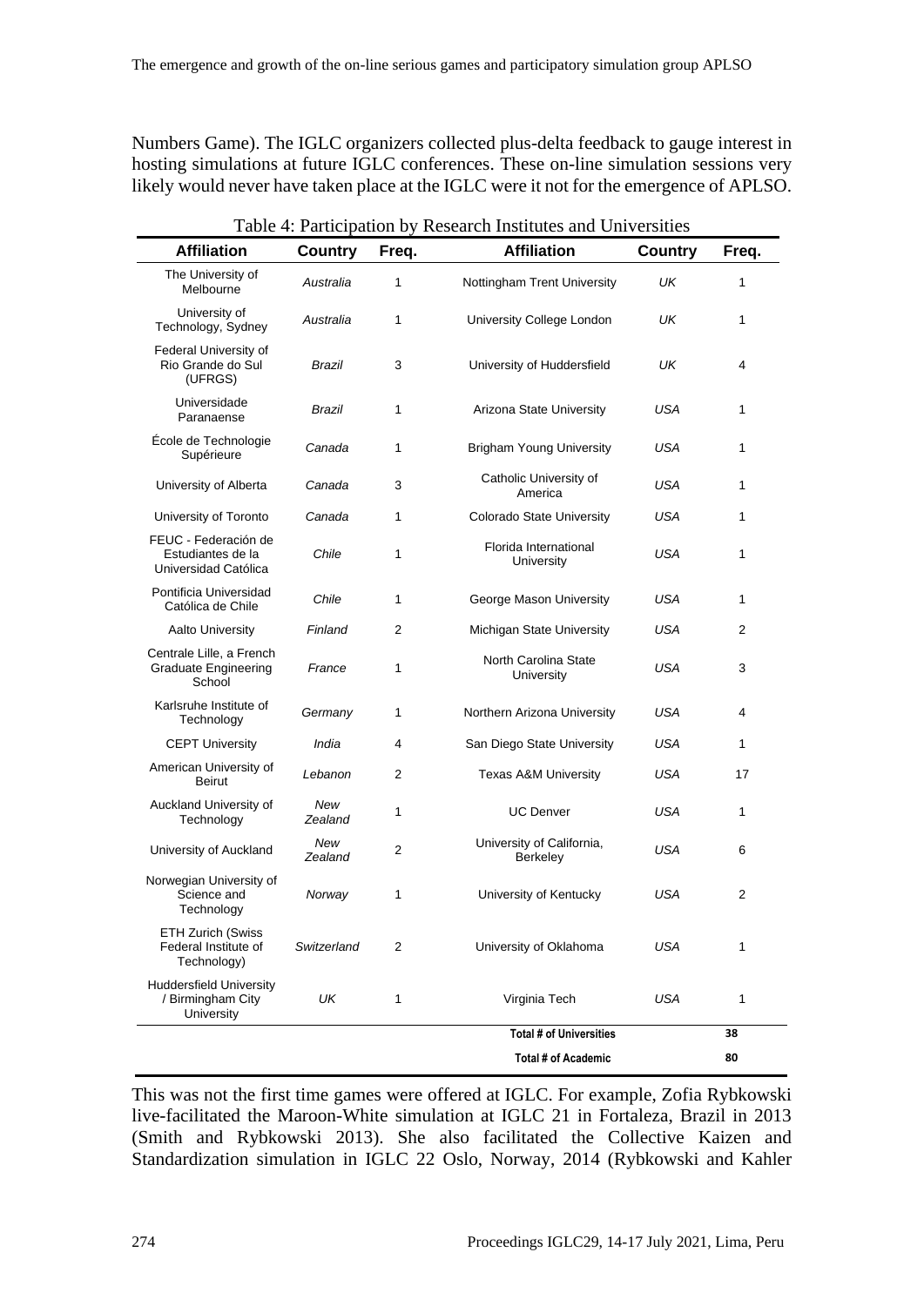Numbers Game). The IGLC organizers collected plus-delta feedback to gauge interest in hosting simulations at future IGLC conferences. These on-line simulation sessions very likely would never have taken place at the IGLC were it not for the emergence of APLSO.

Table 4: Participation by Research Institutes and Universities

| Affiliation | Country | Freq. | Affiliation | Country | Freq. |
|---|---|---|---|---|---|
| The University of Melbourne | *Australia* | 1 | Nottingham Trent University | *UK* | 1 |
| University of Technology, Sydney | *Australia* | 1 | University College London | *UK* | 1 |
| Federal University of Rio Grande do Sul (UFRGS) | *Brazil* | 3 | University of Huddersfield | *UK* | 4 |
| Universidade Paranaense | *Brazil* | 1 | Arizona State University | *USA* | 1 |
| École de Technologie Supérieure | *Canada* | 1 | Brigham Young University | *USA* | 1 |
| University of Alberta | *Canada* | 3 | Catholic University of America | *USA* | 1 |
| University of Toronto | *Canada* | 1 | Colorado State University | *USA* | 1 |
| FEUC - Federación de Estudiantes de la Universidad Católica | *Chile* | 1 | Florida International University | *USA* | 1 |
| Pontificia Universidad Católica de Chile | *Chile* | 1 | George Mason University | *USA* | 1 |
| Aalto University | *Finland* | 2 | Michigan State University | *USA* | 2 |
| Centrale Lille, a French Graduate Engineering School | *France* | 1 | North Carolina State University | *USA* | 3 |
| Karlsruhe Institute of Technology | *Germany* | 1 | Northern Arizona University | *USA* | 4 |
| CEPT University | *India* | 4 | San Diego State University | *USA* | 1 |
| American University of Beirut | *Lebanon* | 2 | Texas A&M University | *USA* | 17 |
| Auckland University of Technology | *New Zealand* | 1 | UC Denver | *USA* | 1 |
| University of Auckland | *New Zealand* | 2 | University of California, Berkeley | *USA* | 6 |
| Norwegian University of Science and Technology | *Norway* | 1 | University of Kentucky | *USA* | 2 |
| ETH Zurich (Swiss Federal Institute of Technology) | *Switzerland* | 2 | University of Oklahoma | *USA* | 1 |
| Huddersfield University / Birmingham City University | *UK* | 1 | Virginia Tech | *USA* | 1 |
| | | | **Total # of Universities** | | **38** |
| | | | **Total # of Academic** | | **80** |

This was not the first time games were offered at IGLC. For example, Zofia Rybkowski live-facilitated the Maroon-White simulation at IGLC 21 in Fortaleza, Brazil in 2013 (Smith and Rybkowski 2013). She also facilitated the Collective Kaizen and Standardization simulation in IGLC 22 Oslo, Norway, 2014 (Rybkowski and Kahler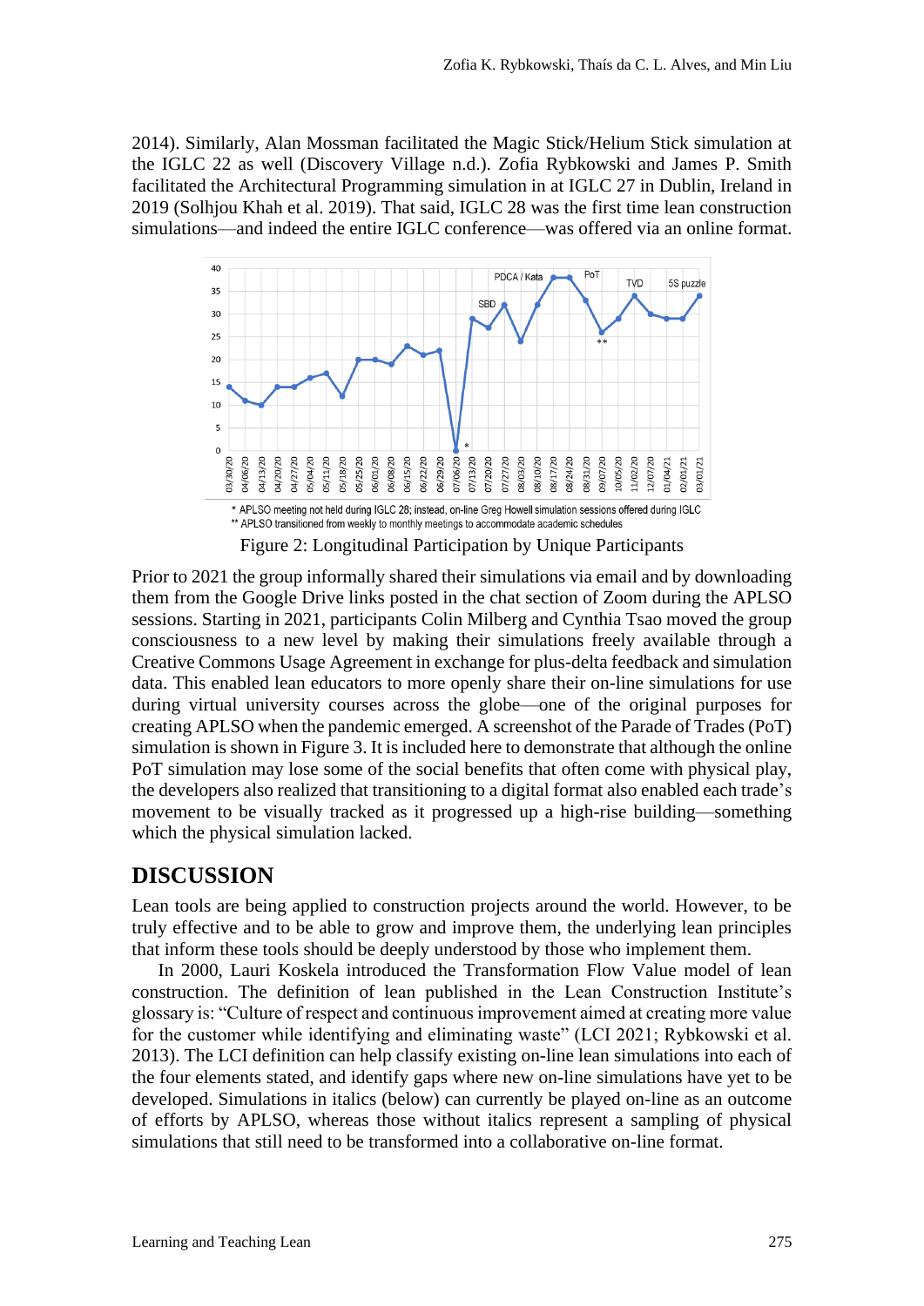2014). Similarly, Alan Mossman facilitated the Magic Stick/Helium Stick simulation at the IGLC 22 as well (Discovery Village n.d.). Zofia Rybkowski and James P. Smith facilitated the Architectural Programming simulation in at IGLC 27 in Dublin, Ireland in 2019 (Solhjou Khah et al. 2019). That said, IGLC 28 was the first time lean construction simulations—and indeed the entire IGLC conference—was offered via an online format.

\* APLSO meeting not held during IGLC 28; instead, on-line Greg Howell simulation sessions offered during IGLC
\*\* APLSO transitioned from weekly to monthly meetings to accommodate academic schedules

Figure 2: Longitudinal Participation by Unique Participants

Prior to 2021 the group informally shared their simulations via email and by downloading them from the Google Drive links posted in the chat section of Zoom during the APLSO sessions. Starting in 2021, participants Colin Milberg and Cynthia Tsao moved the group consciousness to a new level by making their simulations freely available through a Creative Commons Usage Agreement in exchange for plus-delta feedback and simulation data. This enabled lean educators to more openly share their on-line simulations for use during virtual university courses across the globe—one of the original purposes for creating APLSO when the pandemic emerged. A screenshot of the Parade of Trades (PoT) simulation is shown in Figure 3. It is included here to demonstrate that although the online PoT simulation may lose some of the social benefits that often come with physical play, the developers also realized that transitioning to a digital format also enabled each trade's movement to be visually tracked as it progressed up a high-rise building—something which the physical simulation lacked.

## DISCUSSION

Lean tools are being applied to construction projects around the world. However, to be truly effective and to be able to grow and improve them, the underlying lean principles that inform these tools should be deeply understood by those who implement them.

In 2000, Lauri Koskela introduced the Transformation Flow Value model of lean construction. The definition of lean published in the Lean Construction Institute's glossary is: "Culture of respect and continuous improvement aimed at creating more value for the customer while identifying and eliminating waste" (LCI 2021; Rybkowski et al. 2013). The LCI definition can help classify existing on-line lean simulations into each of the four elements stated, and identify gaps where new on-line simulations have yet to be developed. Simulations in italics (below) can currently be played on-line as an outcome of efforts by APLSO, whereas those without italics represent a sampling of physical simulations that still need to be transformed into a collaborative on-line format.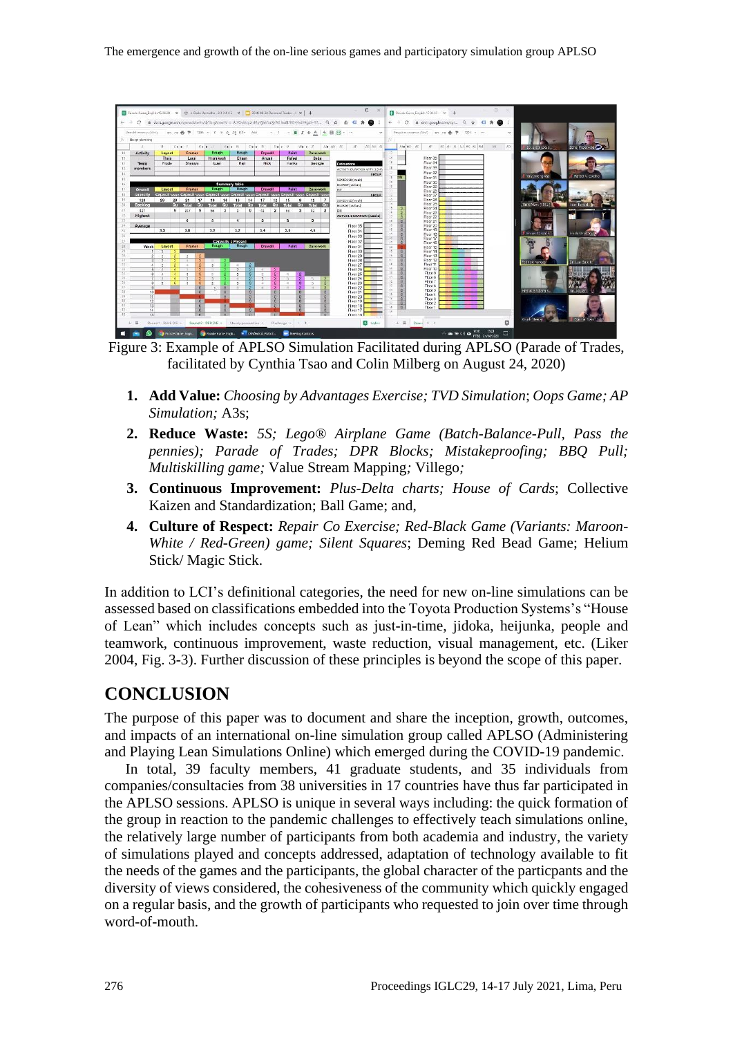Figure 3: Example of APLSO Simulation Facilitated during APLSO (Parade of Trades, facilitated by Cynthia Tsao and Colin Milberg on August 24, 2020)

1. **Add Value:** *Choosing by Advantages Exercise; TVD Simulation*; *Oops Game; AP Simulation;* A3s;
2. **Reduce Waste:** *5S; Lego® Airplane Game (Batch-Balance-Pull, Pass the pennies); Parade of Trades; DPR Blocks; Mistakeproofing; BBQ Pull; Multiskilling game;* Value Stream Mapping*;* Villego*;*
3. **Continuous Improvement:** *Plus-Delta charts; House of Cards*; Collective Kaizen and Standardization; Ball Game; and,
4. **Culture of Respect:** *Repair Co Exercise; Red-Black Game (Variants: Maroon-White / Red-Green) game; Silent Squares*; Deming Red Bead Game; Helium Stick/ Magic Stick.

In addition to LCI's definitional categories, the need for new on-line simulations can be assessed based on classifications embedded into the Toyota Production Systems's "House of Lean" which includes concepts such as just-in-time, jidoka, heijunka, people and teamwork, continuous improvement, waste reduction, visual management, etc. (Liker 2004, Fig. 3-3). Further discussion of these principles is beyond the scope of this paper.

## CONCLUSION

The purpose of this paper was to document and share the inception, growth, outcomes, and impacts of an international on-line simulation group called APLSO (Administering and Playing Lean Simulations Online) which emerged during the COVID-19 pandemic.

In total, 39 faculty members, 41 graduate students, and 35 individuals from companies/consultacies from 38 universities in 17 countries have thus far participated in the APLSO sessions. APLSO is unique in several ways including: the quick formation of the group in reaction to the pandemic challenges to effectively teach simulations online, the relatively large number of participants from both academia and industry, the variety of simulations played and concepts addressed, adaptation of technology available to fit the needs of the games and the participants, the global character of the particpants and the diversity of views considered, the cohesiveness of the community which quickly engaged on a regular basis, and the growth of participants who requested to join over time through word-of-mouth.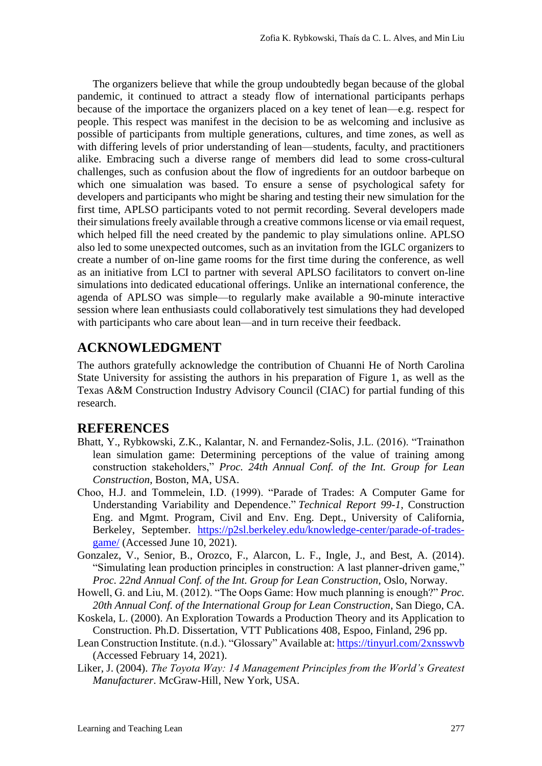The organizers believe that while the group undoubtedly began because of the global pandemic, it continued to attract a steady flow of international participants perhaps because of the importace the organizers placed on a key tenet of lean—e.g. respect for people. This respect was manifest in the decision to be as welcoming and inclusive as possible of participants from multiple generations, cultures, and time zones, as well as with differing levels of prior understanding of lean—students, faculty, and practitioners alike. Embracing such a diverse range of members did lead to some cross-cultural challenges, such as confusion about the flow of ingredients for an outdoor barbeque on which one simulation was based. To ensure a sense of psychological safety for developers and participants who might be sharing and testing their new simulation for the first time, APLSO participants voted to not permit recording. Several developers made their simulations freely available through a creative commons license or via email request, which helped fill the need created by the pandemic to play simulations online. APLSO also led to some unexpected outcomes, such as an invitation from the IGLC organizers to create a number of on-line game rooms for the first time during the conference, as well as an initiative from LCI to partner with several APLSO facilitators to convert on-line simulations into dedicated educational offerings. Unlike an international conference, the agenda of APLSO was simple—to regularly make available a 90-minute interactive session where lean enthusiasts could collaboratively test simulations they had developed with participants who care about lean—and in turn receive their feedback.

## ACKNOWLEDGMENT

The authors gratefully acknowledge the contribution of Chuanni He of North Carolina State University for assisting the authors in his preparation of Figure 1, as well as the Texas A&M Construction Industry Advisory Council (CIAC) for partial funding of this research.

## REFERENCES

Bhatt, Y., Rybkowski, Z.K., Kalantar, N. and Fernandez-Solis, J.L. (2016). "Trainathon lean simulation game: Determining perceptions of the value of training among construction stakeholders," *Proc. 24th Annual Conf. of the Int. Group for Lean Construction*, Boston, MA, USA.

Choo, H.J. and Tommelein, I.D. (1999). "Parade of Trades: A Computer Game for Understanding Variability and Dependence." *Technical Report 99-1*, Construction Eng. and Mgmt. Program, Civil and Env. Eng. Dept., University of California, Berkeley, September. https://p2sl.berkeley.edu/knowledge-center/parade-of-trades-game/ (Accessed June 10, 2021).

Gonzalez, V., Senior, B., Orozco, F., Alarcon, L. F., Ingle, J., and Best, A. (2014). "Simulating lean production principles in construction: A last planner-driven game," *Proc. 22nd Annual Conf. of the Int. Group for Lean Construction*, Oslo, Norway.

Howell, G. and Liu, M. (2012). "The Oops Game: How much planning is enough?" *Proc. 20th Annual Conf. of the International Group for Lean Construction*, San Diego, CA.

Koskela, L. (2000). An Exploration Towards a Production Theory and its Application to Construction. Ph.D. Dissertation, VTT Publications 408, Espoo, Finland, 296 pp.

Lean Construction Institute. (n.d.). "Glossary" Available at: https://tinyurl.com/2xnsswvb (Accessed February 14, 2021).

Liker, J. (2004). *The Toyota Way: 14 Management Principles from the World's Greatest Manufacturer*. McGraw-Hill, New York, USA.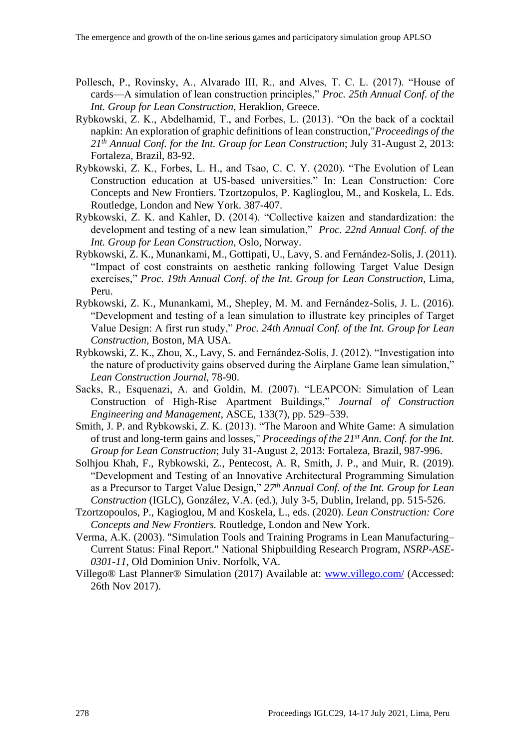Pollesch, P., Rovinsky, A., Alvarado III, R., and Alves, T. C. L. (2017). "House of cards—A simulation of lean construction principles," *Proc. 25th Annual Conf. of the Int. Group for Lean Construction*, Heraklion, Greece.

Rybkowski, Z. K., Abdelhamid, T., and Forbes, L. (2013). "On the back of a cocktail napkin: An exploration of graphic definitions of lean construction,"*Proceedings of the 21st Annual Conf. for the Int. Group for Lean Construction*; July 31-August 2, 2013: Fortaleza, Brazil, 83-92.

Rybkowski, Z. K., Forbes, L. H., and Tsao, C. C. Y. (2020). "The Evolution of Lean Construction education at US-based universities." In: Lean Construction: Core Concepts and New Frontiers. Tzortzopulos, P. Kaglioglou, M., and Koskela, L. Eds. Routledge, London and New York. 387-407.

Rybkowski, Z. K. and Kahler, D. (2014). "Collective kaizen and standardization: the development and testing of a new lean simulation," *Proc. 22nd Annual Conf. of the Int. Group for Lean Construction*, Oslo, Norway.

Rybkowski, Z. K., Munankami, M., Gottipati, U., Lavy, S. and Fernández-Solis, J. (2011). "Impact of cost constraints on aesthetic ranking following Target Value Design exercises," *Proc. 19th Annual Conf. of the Int. Group for Lean Construction*, Lima, Peru.

Rybkowski, Z. K., Munankami, M., Shepley, M. M. and Fernández-Solis, J. L. (2016). "Development and testing of a lean simulation to illustrate key principles of Target Value Design: A first run study," *Proc. 24th Annual Conf. of the Int. Group for Lean Construction*, Boston, MA USA.

Rybkowski, Z. K., Zhou, X., Lavy, S. and Fernández-Solís, J. (2012). "Investigation into the nature of productivity gains observed during the Airplane Game lean simulation," *Lean Construction Journal*, 78-90.

Sacks, R., Esquenazi, A. and Goldin, M. (2007). "LEAPCON: Simulation of Lean Construction of High-Rise Apartment Buildings," *Journal of Construction Engineering and Management*, ASCE, 133(7), pp. 529–539.

Smith, J. P. and Rybkowski, Z. K. (2013). "The Maroon and White Game: A simulation of trust and long-term gains and losses," *Proceedings of the 21st Ann. Conf. for the Int. Group for Lean Construction*; July 31-August 2, 2013: Fortaleza, Brazil, 987-996.

Solhjou Khah, F., Rybkowski, Z., Pentecost, A. R, Smith, J. P., and Muir, R. (2019). "Development and Testing of an Innovative Architectural Programming Simulation as a Precursor to Target Value Design," *27th Annual Conf. of the Int. Group for Lean Construction* (IGLC), González, V.A. (ed.), July 3-5, Dublin, Ireland, pp. 515-526.

Tzortzopoulos, P., Kagioglou, M and Koskela, L., eds. (2020). *Lean Construction: Core Concepts and New Frontiers.* Routledge, London and New York.

Verma, A.K. (2003). "Simulation Tools and Training Programs in Lean Manufacturing– Current Status: Final Report." National Shipbuilding Research Program, *NSRP-ASE-0301-11*, Old Dominion Univ. Norfolk, VA.

Villego® Last Planner® Simulation (2017) Available at: www.villego.com/ (Accessed: 26th Nov 2017).